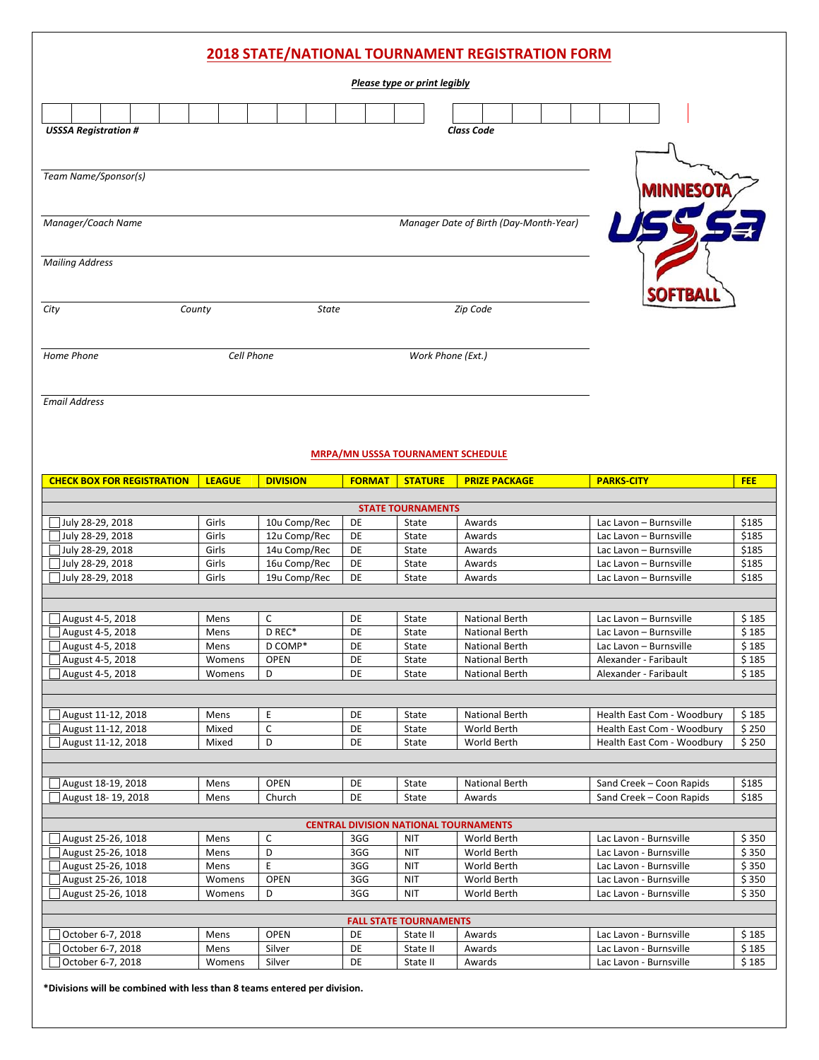# 2018 STATE/NATIONAL TOURNAMENT REGISTRATION FORM

***Please type or print legibly***

| | | | | | | | | | | | |
|---|---|---|---|---|---|---|---|---|---|---|---|

***USSSA Registration #***

| | | | | | | | |
|---|---|---|---|---|---|---|---|

***Class Code***

*Team Name/Sponsor(s)*

*Manager/Coach Name* *Manager Date of Birth (Day-Month-Year)*

*Mailing Address*

*City* *County* *State* *Zip Code*

*Home Phone* *Cell Phone* *Work Phone (Ext.)*

*Email Address*

MINNESOTA USSSA SOFTBALL

## MRPA/MN USSSA TOURNAMENT SCHEDULE

| CHECK BOX FOR REGISTRATION | LEAGUE | DIVISION | FORMAT | STATURE | PRIZE PACKAGE | PARKS-CITY | FEE |
|---|---|---|---|---|---|---|---|
| **STATE TOURNAMENTS** | | | | | | | |
| ☐ July 28-29, 2018 | Girls | 10u Comp/Rec | DE | State | Awards | Lac Lavon – Burnsville | $185 |
| ☐ July 28-29, 2018 | Girls | 12u Comp/Rec | DE | State | Awards | Lac Lavon – Burnsville | $185 |
| ☐ July 28-29, 2018 | Girls | 14u Comp/Rec | DE | State | Awards | Lac Lavon – Burnsville | $185 |
| ☐ July 28-29, 2018 | Girls | 16u Comp/Rec | DE | State | Awards | Lac Lavon – Burnsville | $185 |
| ☐ July 28-29, 2018 | Girls | 19u Comp/Rec | DE | State | Awards | Lac Lavon – Burnsville | $185 |
| ☐ August 4-5, 2018 | Mens | C | DE | State | National Berth | Lac Lavon – Burnsville | $ 185 |
| ☐ August 4-5, 2018 | Mens | D REC* | DE | State | National Berth | Lac Lavon – Burnsville | $ 185 |
| ☐ August 4-5, 2018 | Mens | D COMP* | DE | State | National Berth | Lac Lavon – Burnsville | $ 185 |
| ☐ August 4-5, 2018 | Womens | OPEN | DE | State | National Berth | Alexander - Faribault | $ 185 |
| ☐ August 4-5, 2018 | Womens | D | DE | State | National Berth | Alexander - Faribault | $ 185 |
| ☐ August 11-12, 2018 | Mens | E | DE | State | National Berth | Health East Com - Woodbury | $ 185 |
| ☐ August 11-12, 2018 | Mixed | C | DE | State | World Berth | Health East Com - Woodbury | $ 250 |
| ☐ August 11-12, 2018 | Mixed | D | DE | State | World Berth | Health East Com - Woodbury | $ 250 |
| ☐ August 18-19, 2018 | Mens | OPEN | DE | State | National Berth | Sand Creek – Coon Rapids | $185 |
| ☐ August 18- 19, 2018 | Mens | Church | DE | State | Awards | Sand Creek – Coon Rapids | $185 |
| **CENTRAL DIVISION NATIONAL TOURNAMENTS** | | | | | | | |
| ☐ August 25-26, 1018 | Mens | C | 3GG | NIT | World Berth | Lac Lavon - Burnsville | $ 350 |
| ☐ August 25-26, 1018 | Mens | D | 3GG | NIT | World Berth | Lac Lavon - Burnsville | $ 350 |
| ☐ August 25-26, 1018 | Mens | E | 3GG | NIT | World Berth | Lac Lavon - Burnsville | $ 350 |
| ☐ August 25-26, 1018 | Womens | OPEN | 3GG | NIT | World Berth | Lac Lavon - Burnsville | $ 350 |
| ☐ August 25-26, 1018 | Womens | D | 3GG | NIT | World Berth | Lac Lavon - Burnsville | $ 350 |
| **FALL STATE TOURNAMENTS** | | | | | | | |
| ☐ October 6-7, 2018 | Mens | OPEN | DE | State II | Awards | Lac Lavon - Burnsville | $ 185 |
| ☐ October 6-7, 2018 | Mens | Silver | DE | State II | Awards | Lac Lavon - Burnsville | $ 185 |
| ☐ October 6-7, 2018 | Womens | Silver | DE | State II | Awards | Lac Lavon - Burnsville | $ 185 |

**\*Divisions will be combined with less than 8 teams entered per division.**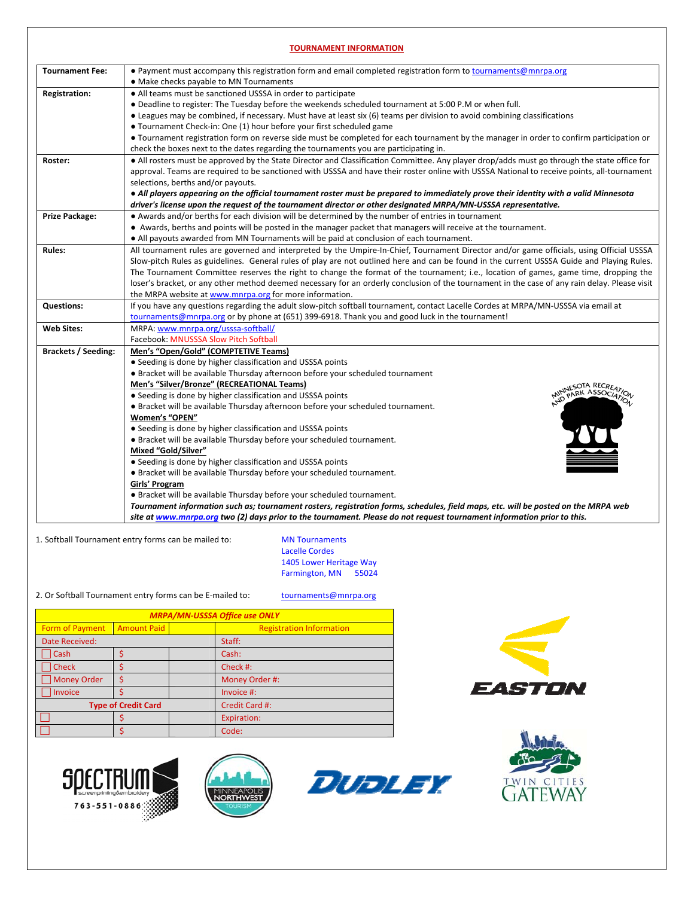## TOURNAMENT INFORMATION

| | |
|---|---|
| **Tournament Fee:** | ● Payment must accompany this registration form and email completed registration form to tournaments@mnrpa.org<br>● Make checks payable to MN Tournaments |
| **Registration:** | ● All teams must be sanctioned USSSA in order to participate<br>● Deadline to register: The Tuesday before the weekends scheduled tournament at 5:00 P.M or when full.<br>● Leagues may be combined, if necessary. Must have at least six (6) teams per division to avoid combining classifications<br>● Tournament Check-in: One (1) hour before your first scheduled game<br>● Tournament registration form on reverse side must be completed for each tournament by the manager in order to confirm participation or check the boxes next to the dates regarding the tournaments you are participating in. |
| **Roster:** | ● All rosters must be approved by the State Director and Classification Committee. Any player drop/adds must go through the state office for approval. Teams are required to be sanctioned with USSSA and have their roster online with USSSA National to receive points, all-tournament selections, berths and/or payouts.<br>***● All players appearing on the official tournament roster must be prepared to immediately prove their identity with a valid Minnesota driver's license upon the request of the tournament director or other designated MRPA/MN-USSSA representative.*** |
| **Prize Package:** | ● Awards and/or berths for each division will be determined by the number of entries in tournament<br>● Awards, berths and points will be posted in the manager packet that managers will receive at the tournament.<br>● All payouts awarded from MN Tournaments will be paid at conclusion of each tournament. |
| **Rules:** | All tournament rules are governed and interpreted by the Umpire-In-Chief, Tournament Director and/or game officials, using Official USSSA Slow-pitch Rules as guidelines. General rules of play are not outlined here and can be found in the current USSSA Guide and Playing Rules. The Tournament Committee reserves the right to change the format of the tournament; i.e., location of games, game time, dropping the loser's bracket, or any other method deemed necessary for an orderly conclusion of the tournament in the case of any rain delay. Please visit the MRPA website at www.mnrpa.org for more information. |
| **Questions:** | If you have any questions regarding the adult slow-pitch softball tournament, contact Lacelle Cordes at MRPA/MN-USSSA via email at tournaments@mnrpa.org or by phone at (651) 399-6918. Thank you and good luck in the tournament! |
| **Web Sites:** | MRPA: www.mnrpa.org/usssa-softball/<br>Facebook: MNUSSSA Slow Pitch Softball |
| **Brackets / Seeding:** | **Men's "Open/Gold" (COMPTETIVE Teams)**<br>● Seeding is done by higher classification and USSSA points<br>● Bracket will be available Thursday afternoon before your scheduled tournament<br>**Men's "Silver/Bronze" (RECREATIONAL Teams)**<br>● Seeding is done by higher classification and USSSA points<br>● Bracket will be available Thursday afternoon before your scheduled tournament.<br>**Women's "OPEN"**<br>● Seeding is done by higher classification and USSSA points<br>● Bracket will be available Thursday before your scheduled tournament.<br>**Mixed "Gold/Silver"**<br>● Seeding is done by higher classification and USSSA points<br>● Bracket will be available Thursday before your scheduled tournament.<br>**Girls' Program**<br>● Bracket will be available Thursday before your scheduled tournament.<br>***Tournament information such as; tournament rosters, registration forms, schedules, field maps, etc. will be posted on the MRPA web site at www.mnrpa.org two (2) days prior to the tournament. Please do not request tournament information prior to this.*** |

1. Softball Tournament entry forms can be mailed to:

MN Tournaments
Lacelle Cordes
1405 Lower Heritage Way
Farmington, MN 55024

2. Or Softball Tournament entry forms can be E-mailed to: tournaments@mnrpa.org

| ***MRPA/MN-USSSA Office use ONLY*** | | | |
|---|---|---|---|
| Form of Payment | Amount Paid | | Registration Information |
| Date Received: | | | Staff: |
| ☐ Cash | $ | | Cash: |
| ☐ Check | $ | | Check #: |
| ☐ Money Order | $ | | Money Order #: |
| ☐ Invoice | $ | | Invoice #: |
| **Type of Credit Card** | | | Credit Card #: |
| ☐ | $ | | Expiration: |
| ☐ | $ | | Code: |